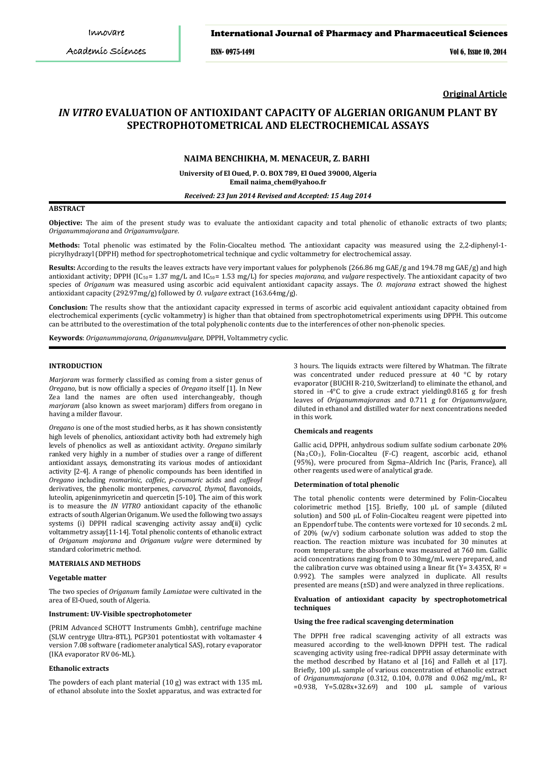**Original Article**

# *IN VITRO* EVALUATION OF ANTIOXIDANT CAPACITY OF ALGERIAN ORIGANUM PLANT BY SPECTROPHOTOMETRICAL AND ELECTROCHEMICAL ASSAYS

**NAIMA BENCHIKHA, M. MENACEUR, Z. BARHI**

**University of El Oued, P. O. BOX 789, El Oued 39000, Algeria**
**Email naima_chem@yahoo.fr**

***Received: 23 Jun 2014 Revised and Accepted: 15 Aug 2014***

## ABSTRACT

**Objective:** The aim of the present study was to evaluate the antioxidant capacity and total phenolic of ethanolic extracts of two plants; *Origanummajorana* and *Origanumvulgare*.

**Methods:** Total phenolic was estimated by the Folin-Ciocalteu method. The antioxidant capacity was measured using the 2,2-diphenyl-1-picrylhydrazyl (DPPH) method for spectrophotometrical technique and cyclic voltammetry for electrochemical assay.

**Results:** According to the results the leaves extracts have very important values for polyphenols (266.86 mg GAE/g and 194.78 mg GAE/g) and high antioxidant activity; DPPH ($IC_{50}$= 1.37 mg/L and $IC_{50}$= 1.53 mg/L) for species *majorana,* and *vulgare* respectively. The antioxidant capacity of two species of *Origanum* was measured using ascorbic acid equivalent antioxidant capacity assays. The *O. majorana* extract showed the highest antioxidant capacity (292.97mg/g) followed by *O. vulgare* extract (163.64mg/g).

**Conclusion:** The results show that the antioxidant capacity expressed in terms of ascorbic acid equivalent antioxidant capacity obtained from electrochemical experiments (cyclic voltammetry) is higher than that obtained from spectrophotometrical experiments using DPPH. This outcome can be attributed to the overestimation of the total polyphenolic contents due to the interferences of other non-phenolic species.

**Keywords**: *Origanummajorana, Origanumvulgare*, DPPH, Voltammetry cyclic.

## INTRODUCTION

*Marjoram* was formerly classified as coming from a sister genus of *Oregano*, but is now officially a species of *Oregano* itself [1]. In New Zea land the names are often used interchangeably, though *marjoram* (also known as sweet marjoram) differs from oregano in having a milder flavour.

*Oregano* is one of the most studied herbs, as it has shown consistently high levels of phenolics, antioxidant activity both had extremely high levels of phenolics as well as antioxidant activity. *Oregano* similarly ranked very highly in a number of studies over a range of different antioxidant assays, demonstrating its various modes of antioxidant activity [2-4]. A range of phenolic compounds has been identified in *Oregano* including *rosmarinic*, *caffeic*, *p-coumaric* acids and *caffeoyl* derivatives, the phenolic monterpenes, *carvacrol*, *thymol*, flavonoids, luteolin, apigeninmyricetin and quercetin [5-10]. The aim of this work is to measure the *IN VITRO* antioxidant capacity of the ethanolic extracts of south Algerian Origanum. We used the following two assays systems (i) DPPH radical scavenging activity assay and(ii) cyclic voltammetry assay[11-14]. Total phenolic contents of ethanolic extract of *Origanum majorana* and *Origanum vulgre* were determined by standard colorimetric method.

## MATERIALS AND METHODS

### Vegetable matter

The two species of *Origanum* family *Lamiatae* were cultivated in the area of El-Oued, south of Algeria.

### Instrument: UV-Visible spectrophotometer

(PRIM Advanced SCHOTT Instruments Gmbh), centrifuge machine (SLW centryge Ultra-8TL), PGP301 potentiostat with voltamaster 4 version 7.08 software (radiometer analytical SAS), rotary evaporator (IKA evaporator RV 06-ML).

### Ethanolic extracts

The powders of each plant material (10 g) was extract with 135 mL of ethanol absolute into the Soxlet apparatus, and was extracted for 3 hours. The liquids extracts were filtered by Whatman. The filtrate was concentrated under reduced pressure at 40 °C by rotary evaporator (BUCHI R-210, Switzerland) to eliminate the ethanol, and stored in -4°C to give a crude extract yielding0.8165 g for fresh leaves of *Origanummajoranas* and 0.711 g for *Origanumvulgare*, diluted in ethanol and distilled water for next concentrations needed in this work.

### Chemicals and reagents

Gallic acid, DPPH, anhydrous sodium sulfate sodium carbonate 20% ($Na_2CO_3$), Folin-Ciocalteu (F-C) reagent, ascorbic acid, ethanol (95%), were procured from Sigma–Aldrich Inc (Paris, France), all other reagents used were of analytical grade.

### Determination of total phenolic

The total phenolic contents were determined by Folin-Ciocalteu colorimetric method [15]. Briefly, 100 µL of sample (diluted solution) and 500 µL of Folin-Ciocalteu reagent were pipetted into an Eppendorf tube. The contents were vortexed for 10 seconds. 2 mL of 20% (w/v) sodium carbonate solution was added to stop the reaction. The reaction mixture was incubated for 30 minutes at room temperature; the absorbance was measured at 760 nm. Gallic acid concentrations ranging from 0 to 30mg/mL were prepared, and the calibration curve was obtained using a linear fit (Y= 3.435X, $R^2$ = 0.992). The samples were analyzed in duplicate. All results presented are means (±SD) and were analyzed in three replications.

### Evaluation of antioxidant capacity by spectrophotometrical techniques

### Using the free radical scavenging determination

The DPPH free radical scavenging activity of all extracts was measured according to the well-known DPPH test. The radical scavenging activity using free-radical DPPH assay determinate with the method described by Hatano et al [16] and Falleh et al [17]. Briefly, 100 µL sample of various concentration of ethanolic extract of *Origanummajorana* (0.312, 0.104, 0.078 and 0.062 mg/mL, $R^2$ =0.938, Y=5.028x+32.69) and 100 µL sample of various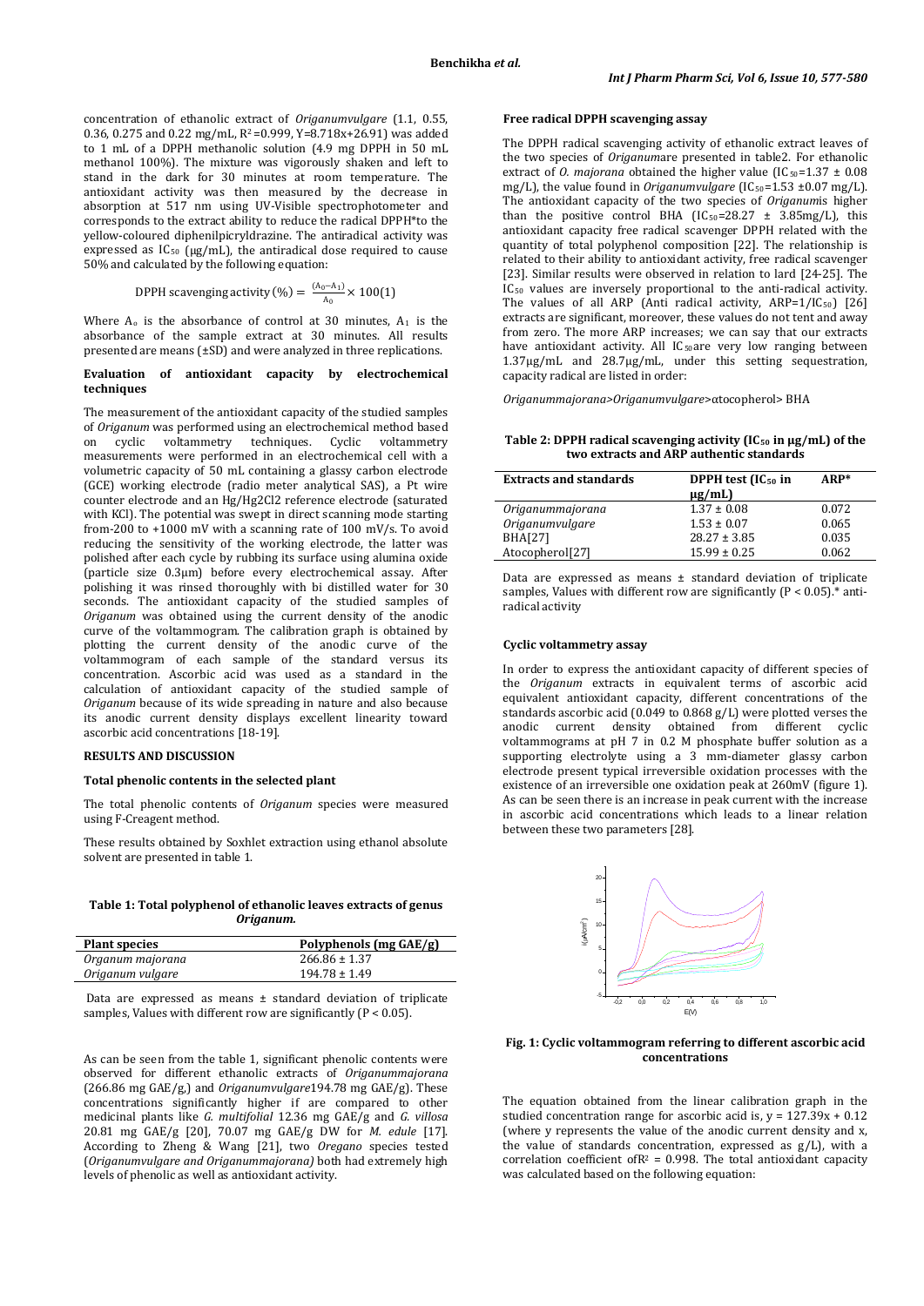concentration of ethanolic extract of *Origanumvulgare* (1.1, 0.55, 0.36, 0.275 and 0.22 mg/mL, $R^2$ =0.999, Y=8.718x+26.91) was added to 1 mL of a DPPH methanolic solution (4.9 mg DPPH in 50 mL methanol 100%). The mixture was vigorously shaken and left to stand in the dark for 30 minutes at room temperature. The antioxidant activity was then measured by the decrease in absorption at 517 nm using UV-Visible spectrophotometer and corresponds to the extract ability to reduce the radical DPPH*to the yellow-coloured diphenilpicryldrazine. The antiradical activity was expressed as $IC_{50}$ (µg/mL), the antiradical dose required to cause 50% and calculated by the following equation:

$$\text{DPPH scavenging activity (\%)} = \frac{(A_0 - A_1)}{A_0} \times 100(1)$$

Where $A_0$ is the absorbance of control at 30 minutes, $A_1$ is the absorbance of the sample extract at 30 minutes. All results presented are means (±SD) and were analyzed in three replications.

### Evaluation of antioxidant capacity by electrochemical techniques

The measurement of the antioxidant capacity of the studied samples of *Origanum* was performed using an electrochemical method based on cyclic voltammetry techniques. Cyclic voltammetry measurements were performed in an electrochemical cell with a volumetric capacity of 50 mL containing a glassy carbon electrode (GCE) working electrode (radio meter analytical SAS), a Pt wire counter electrode and an $Hg/Hg_2Cl_2$ reference electrode (saturated with KCl). The potential was swept in direct scanning mode starting from-200 to +1000 mV with a scanning rate of 100 mV/s. To avoid reducing the sensitivity of the working electrode, the latter was polished after each cycle by rubbing its surface using alumina oxide (particle size 0.3µm) before every electrochemical assay. After polishing it was rinsed thoroughly with bi distilled water for 30 seconds. The antioxidant capacity of the studied samples of *Origanum* was obtained using the current density of the anodic curve of the voltammogram. The calibration graph is obtained by plotting the current density of the anodic curve of the voltammogram of each sample of the standard versus its concentration. Ascorbic acid was used as a standard in the calculation of antioxidant capacity of the studied sample of *Origanum* because of its wide spreading in nature and also because its anodic current density displays excellent linearity toward ascorbic acid concentrations [18-19].

## RESULTS AND DISCUSSION

### Total phenolic contents in the selected plant

The total phenolic contents of *Origanum* species were measured using F-Creagent method.

These results obtained by Soxhlet extraction using ethanol absolute solvent are presented in table 1.

**Table 1: Total polyphenol of ethanolic leaves extracts of genus *Origanum*.**

| Plant species | Polyphenols (mg GAE/g) |
|---|---|
| *Organum majorana* | 266.86 ± 1.37 |
| *Origanum vulgare* | 194.78 ± 1.49 |

Data are expressed as means ± standard deviation of triplicate samples, Values with different row are significantly ($P < 0.05$).

As can be seen from the table 1, significant phenolic contents were observed for different ethanolic extracts of *Origanummajorana* (266.86 mg GAE/g,) and *Origanumvulgare*194.78 mg GAE/g). These concentrations significantly higher if are compared to other medicinal plants like *G. multifolial* 12.36 mg GAE/g and *G. villosa* 20.81 mg GAE/g [20], 70.07 mg GAE/g DW for *M. edule* [17]. According to Zheng & Wang [21], two *Oregano* species tested (*Origanumvulgare and Origanummajorana)* both had extremely high levels of phenolic as well as antioxidant activity.

### Free radical DPPH scavenging assay

The DPPH radical scavenging activity of ethanolic extract leaves of the two species of *Origanum*are presented in table2. For ethanolic extract of *O. majorana* obtained the higher value ($IC_{50}$=1.37 ± 0.08 mg/L), the value found in *Origanumvulgare* ($IC_{50}$=1.53 ±0.07 mg/L). The antioxidant capacity of the two species of *Origanum*is higher than the positive control BHA ($IC_{50}$=28.27 ± 3.85mg/L), this antioxidant capacity free radical scavenger DPPH related with the quantity of total polyphenol composition [22]. The relationship is related to their ability to antioxidant activity, free radical scavenger [23]. Similar results were observed in relation to lard [24-25]. The $IC_{50}$ values are inversely proportional to the anti-radical activity. The values of all ARP (Anti radical activity, ARP=$1/IC_{50}$) [26] extracts are significant, moreover, these values do not tent and away from zero. The more ARP increases; we can say that our extracts have antioxidant activity. All $IC_{50}$are very low ranging between 1.37µg/mL and 28.7µg/mL, under this setting sequestration, capacity radical are listed in order:

*Origanummajorana*>*Origanumvulgare*>αtocopherol> BHA

**Table 2: DPPH radical scavenging activity ($IC_{50}$ in µg/mL) of the two extracts and ARP authentic standards**

| Extracts and standards | DPPH test ($IC_{50}$ in µg/mL) | ARP* |
|---|---|---|
| *Origanummajorana* | 1.37 ± 0.08 | 0.072 |
| *Origanumvulgare* | 1.53 ± 0.07 | 0.065 |
| BHA[27] | 28.27 ± 3.85 | 0.035 |
| Atocopherol[27] | 15.99 ± 0.25 | 0.062 |

Data are expressed as means ± standard deviation of triplicate samples, Values with different row are significantly ($P < 0.05$).* anti-radical activity

### Cyclic voltammetry assay

In order to express the antioxidant capacity of different species of the *Origanum* extracts in equivalent terms of ascorbic acid equivalent antioxidant capacity, different concentrations of the standards ascorbic acid (0.049 to 0.868 g/L) were plotted verses the anodic current density obtained from different cyclic voltammograms at pH 7 in 0.2 M phosphate buffer solution as a supporting electrolyte using a 3 mm-diameter glassy carbon electrode present typical irreversible oxidation processes with the existence of an irreversible one oxidation peak at 260mV (figure 1). As can be seen there is an increase in peak current with the increase in ascorbic acid concentrations which leads to a linear relation between these two parameters [28].

**Fig. 1: Cyclic voltammogram referring to different ascorbic acid concentrations**

The equation obtained from the linear calibration graph in the studied concentration range for ascorbic acid is, $y = 127.39x + 0.12$ (where y represents the value of the anodic current density and x, the value of standards concentration, expressed as g/L), with a correlation coefficient of$R^2$ = 0.998. The total antioxidant capacity was calculated based on the following equation: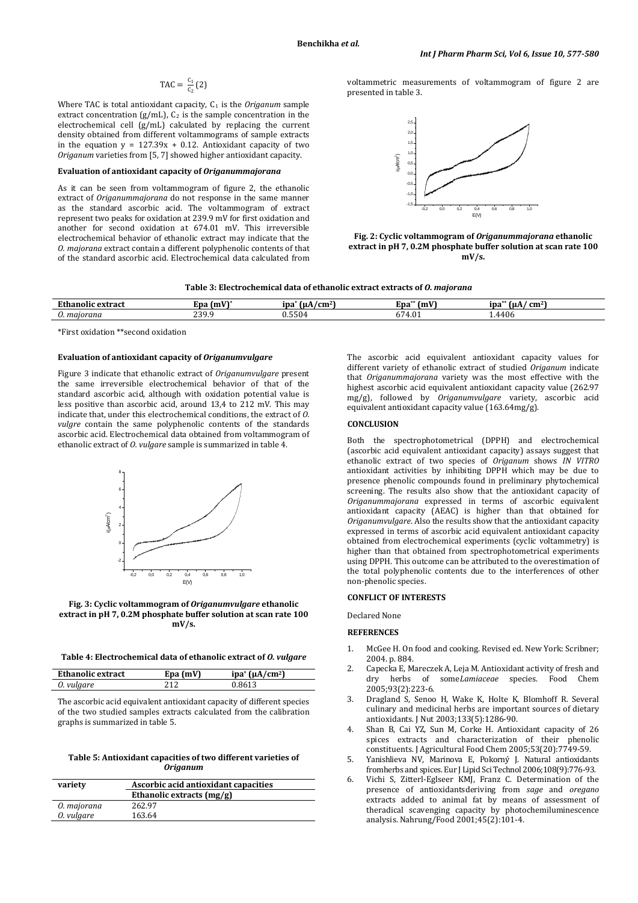$$\mathrm{TAC} = \frac{C_1}{C_2} \ (2)$$

Where TAC is total antioxidant capacity, $C_1$ is the *Origanum* sample extract concentration (g/mL), $C_2$ is the sample concentration in the electrochemical cell (g/mL) calculated by replacing the current density obtained from different voltammograms of sample extracts in the equation $y = 127.39x + 0.12$. Antioxidant capacity of two *Origanum* varieties from [5, 7] showed higher antioxidant capacity.

### Evaluation of antioxidant capacity of *Origanummajorana*

As it can be seen from voltammogram of figure 2, the ethanolic extract of *Origanummajorana* do not response in the same manner as the standard ascorbic acid. The voltammogram of extract represent two peaks for oxidation at 239.9 mV for first oxidation and another for second oxidation at 674.01 mV. This irreversible electrochemical behavior of ethanolic extract may indicate that the *O. majorana* extract contain a different polyphenolic contents of that of the standard ascorbic acid. Electrochemical data calculated from voltammetric measurements of voltammogram of figure 2 are presented in table 3.

**Fig. 2: Cyclic voltammogram of *Origanummajorana* ethanolic extract in pH 7, 0.2M phosphate buffer solution at scan rate 100 mV/s.**

**Table 3: Electrochemical data of ethanolic extract extracts of *O. majorana***

| Ethanolic extract | Epa (mV)* | ipa* (μA/cm²) | Epa** (mV) | ipa** (μA/ cm²) |
|---|---|---|---|---|
| *O. majorana* | 239.9 | 0.5504 | 674.01 | 1.4406 |

*First oxidation **second oxidation

### Evaluation of antioxidant capacity of *Origanumvulgare*

Figure 3 indicate that ethanolic extract of *Origanumvulgare* present the same irreversible electrochemical behavior of that of the standard ascorbic acid, although with oxidation potential value is less positive than ascorbic acid, around 13,4 to 212 mV. This may indicate that, under this electrochemical conditions, the extract of *O. vulgre* contain the same polyphenolic contents of the standards ascorbic acid. Electrochemical data obtained from voltammogram of ethanolic extract of *O. vulgare* sample is summarized in table 4.

**Fig. 3: Cyclic voltammogram of *Origanumvulgare* ethanolic extract in pH 7, 0.2M phosphate buffer solution at scan rate 100 mV/s.**

**Table 4: Electrochemical data of ethanolic extract of *O. vulgare***

| Ethanolic extract | Epa (mV) | ipa* (μA/cm²) |
|---|---|---|
| *O. vulgare* | 212 | 0.8613 |

The ascorbic acid equivalent antioxidant capacity of different species of the two studied samples extracts calculated from the calibration graphs is summarized in table 5.

**Table 5: Antioxidant capacities of two different varieties of *Origanum***

| variety | Ascorbic acid antioxidant capacities |
|---|---|
| | Ethanolic extracts (mg/g) |
| *O. majorana* | 262.97 |
| *O. vulgare* | 163.64 |

The ascorbic acid equivalent antioxidant capacity values for different variety of ethanolic extract of studied *Origanum* indicate that *Origanummajorana* variety was the most effective with the highest ascorbic acid equivalent antioxidant capacity value (262.97 mg/g), followed by *Origanumvulgare* variety, ascorbic acid equivalent antioxidant capacity value (163.64mg/g).

## CONCLUSION

Both the spectrophotometrical (DPPH) and electrochemical (ascorbic acid equivalent antioxidant capacity) assays suggest that ethanolic extract of two species of *Origanum* shows *IN VITRO* antioxidant activities by inhibiting DPPH which may be due to presence phenolic compounds found in preliminary phytochemical screening. The results also show that the antioxidant capacity of *Origanummajorana* expressed in terms of ascorbic equivalent antioxidant capacity (AEAC) is higher than that obtained for *Origanumvulgare*. Also the results show that the antioxidant capacity expressed in terms of ascorbic acid equivalent antioxidant capacity obtained from electrochemical experiments (cyclic voltammetry) is higher than that obtained from spectrophotometrical experiments using DPPH. This outcome can be attributed to the overestimation of the total polyphenolic contents due to the interferences of other non-phenolic species.

## CONFLICT OF INTERESTS

Declared None

## REFERENCES

1. McGee H. On food and cooking. Revised ed. New York: Scribner; 2004. p. 884.
2. Capecka E, Mareczek A, Leja M. Antioxidant activity of fresh and dry herbs of some*Lamiaceae* species. Food Chem 2005;93(2):223-6.
3. Dragland S, Senoo H, Wake K, Holte K, Blomhoff R. Several culinary and medicinal herbs are important sources of dietary antioxidants. J Nut 2003;133(5):1286-90.
4. Shan B, Cai YZ, Sun M, Corke H. Antioxidant capacity of 26 spices extracts and characterization of their phenolic constituents. J Agricultural Food Chem 2005;53(20):7749-59.
5. Yanishlieva NV, Marinova E, Pokorný J. Natural antioxidants fromherbs and spices. Eur J Lipid Sci Technol 2006;108(9):776-93.
6. Vichi S, Zitterl-Eglseer KMJ, Franz C. Determination of the presence of antioxidantsderiving from *sage* and *oregano* extracts added to animal fat by means of assessment of theradical scavenging capacity by photochemiluminescence analysis. Nahrung/Food 2001;45(2):101-4.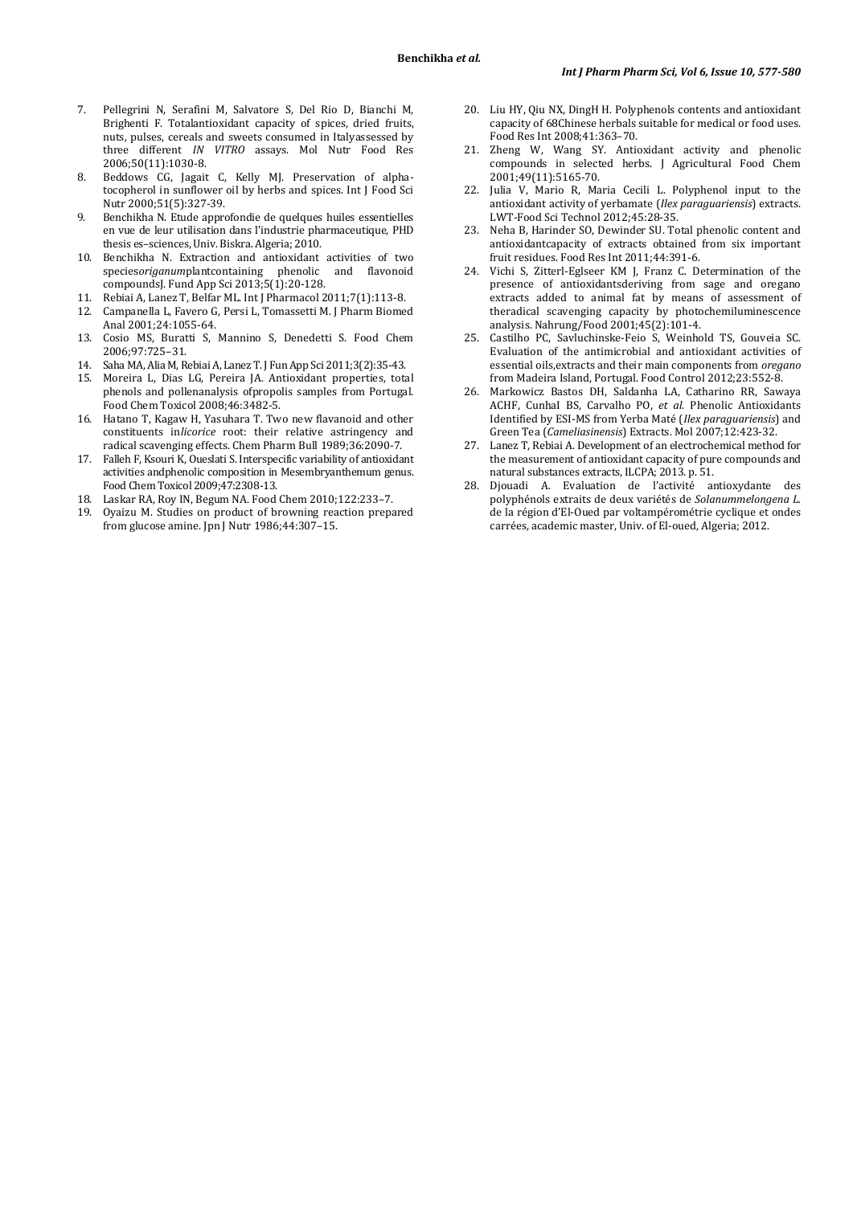7. Pellegrini N, Serafini M, Salvatore S, Del Rio D, Bianchi M, Brighenti F. Totalantioxidant capacity of spices, dried fruits, nuts, pulses, cereals and sweets consumed in Italyassessed by three different *IN VITRO* assays. Mol Nutr Food Res 2006;50(11):1030-8.
8. Beddows CG, Jagait C, Kelly MJ. Preservation of alpha-tocopherol in sunflower oil by herbs and spices. Int J Food Sci Nutr 2000;51(5):327-39.
9. Benchikha N. Etude approfondie de quelques huiles essentielles en vue de leur utilisation dans l'industrie pharmaceutique, PHD thesis es–sciences, Univ. Biskra. Algeria; 2010.
10. Benchikha N. Extraction and antioxidant activities of two species*origanum*plantcontaining phenolic and flavonoid compoundsJ. Fund App Sci 2013;5(1):20-128.
11. Rebiai A, Lanez T, Belfar ML. Int J Pharmacol 2011;7(1):113-8.
12. Campanella L, Favero G, Persi L, Tomassetti M. J Pharm Biomed Anal 2001;24:1055-64.
13. Cosio MS, Buratti S, Mannino S, Denedetti S. Food Chem 2006;97:725–31.
14. Saha MA, Alia M, Rebiai A, Lanez T. J Fun App Sci 2011;3(2):35-43.
15. Moreira L, Dias LG, Pereira JA. Antioxidant properties, total phenols and pollenanalysis ofpropolis samples from Portugal. Food Chem Toxicol 2008;46:3482-5.
16. Hatano T, Kagaw H, Yasuhara T. Two new flavanoid and other constituents in*licorice* root: their relative astringency and radical scavenging effects. Chem Pharm Bull 1989;36:2090-7.
17. Falleh F, Ksouri K, Oueslati S. Interspecific variability of antioxidant activities andphenolic composition in Mesembryanthemum genus. Food Chem Toxicol 2009;47:2308-13.
18. Laskar RA, Roy IN, Begum NA. Food Chem 2010;122:233–7.
19. Oyaizu M. Studies on product of browning reaction prepared from glucose amine. Jpn J Nutr 1986;44:307–15.
20. Liu HY, Qiu NX, DingH H. Polyphenols contents and antioxidant capacity of 68Chinese herbals suitable for medical or food uses. Food Res Int 2008;41:363–70.
21. Zheng W, Wang SY. Antioxidant activity and phenolic compounds in selected herbs. J Agricultural Food Chem 2001;49(11):5165-70.
22. Julia V, Mario R, Maria Cecili L. Polyphenol input to the antioxidant activity of yerbamate (*Ilex paraguariensis*) extracts. LWT-Food Sci Technol 2012;45:28-35.
23. Neha B, Harinder SO, Dewinder SU. Total phenolic content and antioxidantcapacity of extracts obtained from six important fruit residues. Food Res Int 2011;44:391-6.
24. Vichi S, Zitterl-Eglseer KM J, Franz C. Determination of the presence of antioxidantsderiving from sage and oregano extracts added to animal fat by means of assessment of theradical scavenging capacity by photochemiluminescence analysis. Nahrung/Food 2001;45(2):101-4.
25. Castilho PC, Savluchinske-Feio S, Weinhold TS, Gouveia SC. Evaluation of the antimicrobial and antioxidant activities of essential oils,extracts and their main components from *oregano* from Madeira Island, Portugal. Food Control 2012;23:552-8.
26. Markowicz Bastos DH, Saldanha LA, Catharino RR, Sawaya ACHF, CunhaI BS, Carvalho PO, *et al*. Phenolic Antioxidants Identified by ESI-MS from Yerba Maté (*Ilex paraguariensis*) and Green Tea (*Cameliasinensis*) Extracts. Mol 2007;12:423-32.
27. Lanez T, Rebiai A. Development of an electrochemical method for the measurement of antioxidant capacity of pure compounds and natural substances extracts, ILCPA; 2013. p. 51.
28. Djouadi A. Evaluation de l'activité antioxydante des polyphénols extraits de deux variétés de *Solanummelongena L.* de la région d'El-Oued par voltampérométrie cyclique et ondes carrées, academic master, Univ. of El-oued, Algeria; 2012.